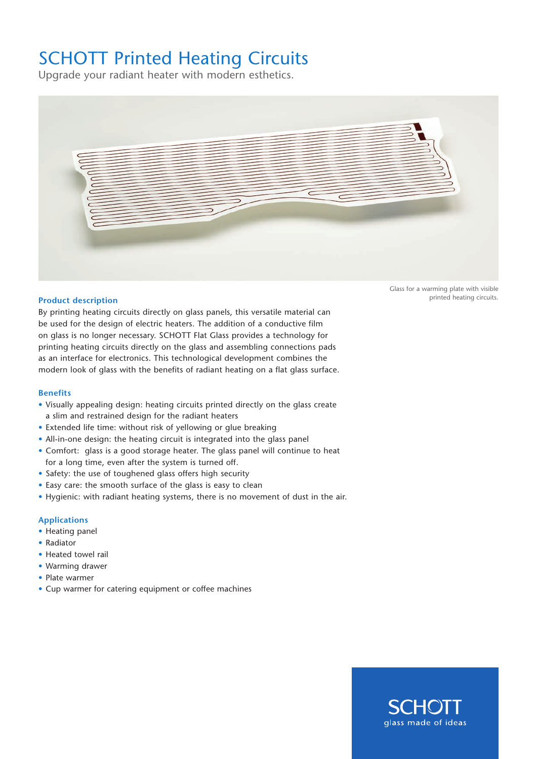# SCHOTT Printed Heating Circuits

Upgrade your radiant heater with modern esthetics.

Glass for a warming plate with visible printed heating circuits.

## Product description

By printing heating circuits directly on glass panels, this versatile material can be used for the design of electric heaters. The addition of a conductive film on glass is no longer necessary. SCHOTT Flat Glass provides a technology for printing heating circuits directly on the glass and assembling connections pads as an interface for electronics. This technological development combines the modern look of glass with the benefits of radiant heating on a flat glass surface.

## Benefits

- Visually appealing design: heating circuits printed directly on the glass create a slim and restrained design for the radiant heaters
- Extended life time: without risk of yellowing or glue breaking
- All-in-one design: the heating circuit is integrated into the glass panel
- Comfort: glass is a good storage heater. The glass panel will continue to heat for a long time, even after the system is turned off.
- Safety: the use of toughened glass offers high security
- Easy care: the smooth surface of the glass is easy to clean
- Hygienic: with radiant heating systems, there is no movement of dust in the air.

## Applications

- Heating panel
- Radiator
- Heated towel rail
- Warming drawer
- Plate warmer
- Cup warmer for catering equipment or coffee machines

SCHOTT
glass made of ideas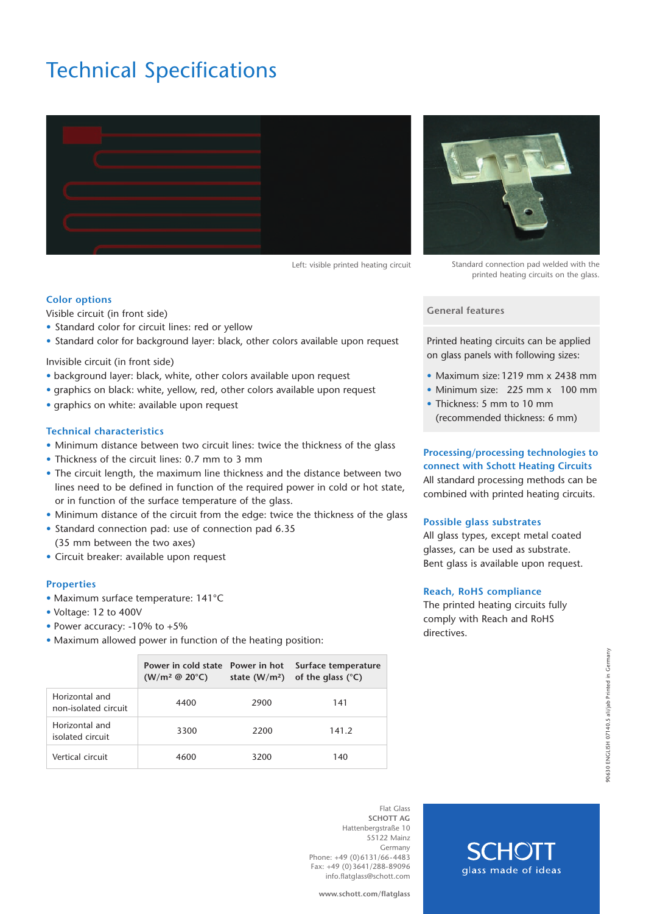# Technical Specifications

Left: visible printed heating circuit

Standard connection pad welded with the printed heating circuits on the glass.

### Color options

Visible circuit (in front side)

- Standard color for circuit lines: red or yellow
- Standard color for background layer: black, other colors available upon request

Invisible circuit (in front side)

- background layer: black, white, other colors available upon request
- graphics on black: white, yellow, red, other colors available upon request
- graphics on white: available upon request

### Technical characteristics

- Minimum distance between two circuit lines: twice the thickness of the glass
- Thickness of the circuit lines: 0.7 mm to 3 mm
- The circuit length, the maximum line thickness and the distance between two lines need to be defined in function of the required power in cold or hot state, or in function of the surface temperature of the glass.
- Minimum distance of the circuit from the edge: twice the thickness of the glass
- Standard connection pad: use of connection pad 6.35 (35 mm between the two axes)
- Circuit breaker: available upon request

### Properties

- Maximum surface temperature: 141°C
- Voltage: 12 to 400V
- Power accuracy: -10% to +5%
- Maximum allowed power in function of the heating position:

| | Power in cold state ($W/m^2$ @ 20°C) | Power in hot state ($W/m^2$) | Surface temperature of the glass (°C) |
|---|---|---|---|
| Horizontal and non-isolated circuit | 4400 | 2900 | 141 |
| Horizontal and isolated circuit | 3300 | 2200 | 141.2 |
| Vertical circuit | 4600 | 3200 | 140 |

### General features

Printed heating circuits can be applied on glass panels with following sizes:

- Maximum size: 1219 mm x 2438 mm
- Minimum size: 225 mm x 100 mm
- Thickness: 5 mm to 10 mm (recommended thickness: 6 mm)

### Processing/processing technologies to connect with Schott Heating Circuits

All standard processing methods can be combined with printed heating circuits.

### Possible glass substrates

All glass types, except metal coated glasses, can be used as substrate. Bent glass is available upon request.

### Reach, RoHS compliance

The printed heating circuits fully comply with Reach and RoHS directives.

90630 ENGLISH 07140.5 ali/jab Printed in Germany

Flat Glass
**SCHOTT AG**
Hattenbergstraße 10
55122 Mainz
Germany
Phone: +49 (0)6131/66-4483
Fax: +49 (0)3641/288-89096
info.flatglass@schott.com

**www.schott.com/flatglass**

SCHOTT
glass made of ideas